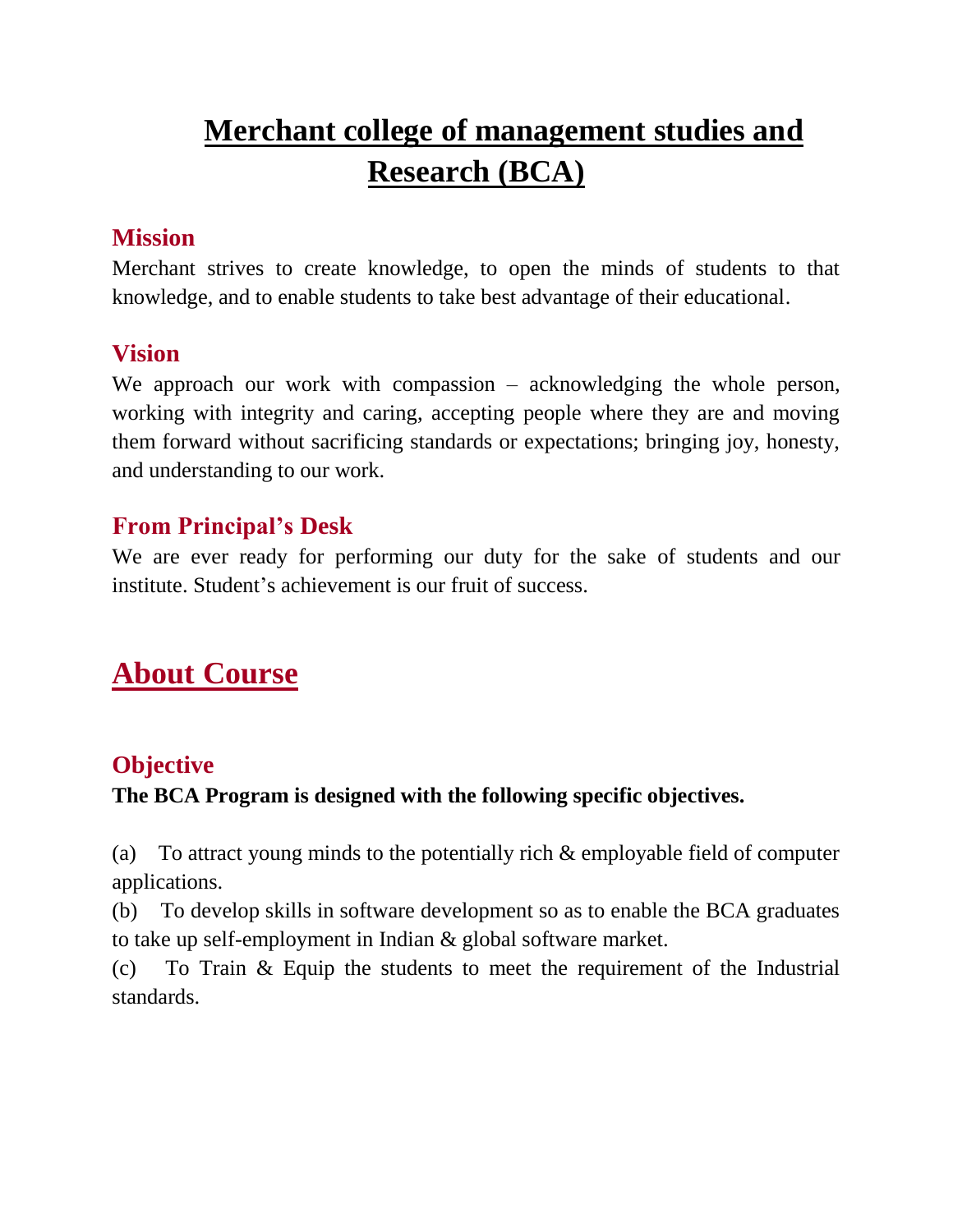# Merchant college of management studies and Research (BCA)

### Mission

Merchant strives to create knowledge, to open the minds of students to that knowledge, and to enable students to take best advantage of their educational.

### Vision

We approach our work with compassion – acknowledging the whole person, working with integrity and caring, accepting people where they are and moving them forward without sacrificing standards or expectations; bringing joy, honesty, and understanding to our work.

### From Principal's Desk

We are ever ready for performing our duty for the sake of students and our institute. Student's achievement is our fruit of success.

## About Course

### Objective

**The BCA Program is designed with the following specific objectives.**

(a) To attract young minds to the potentially rich & employable field of computer applications.

(b) To develop skills in software development so as to enable the BCA graduates to take up self-employment in Indian & global software market.

(c) To Train & Equip the students to meet the requirement of the Industrial standards.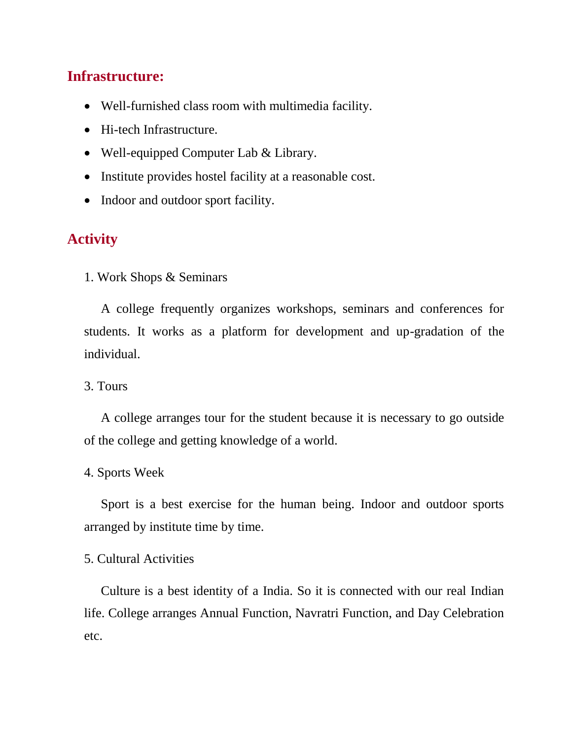## Infrastructure:

- Well-furnished class room with multimedia facility.
- Hi-tech Infrastructure.
- Well-equipped Computer Lab & Library.
- Institute provides hostel facility at a reasonable cost.
- Indoor and outdoor sport facility.

## Activity

1. Work Shops & Seminars

A college frequently organizes workshops, seminars and conferences for students. It works as a platform for development and up-gradation of the individual.

3. Tours

A college arranges tour for the student because it is necessary to go outside of the college and getting knowledge of a world.

4. Sports Week

Sport is a best exercise for the human being. Indoor and outdoor sports arranged by institute time by time.

5. Cultural Activities

Culture is a best identity of a India. So it is connected with our real Indian life. College arranges Annual Function, Navratri Function, and Day Celebration etc.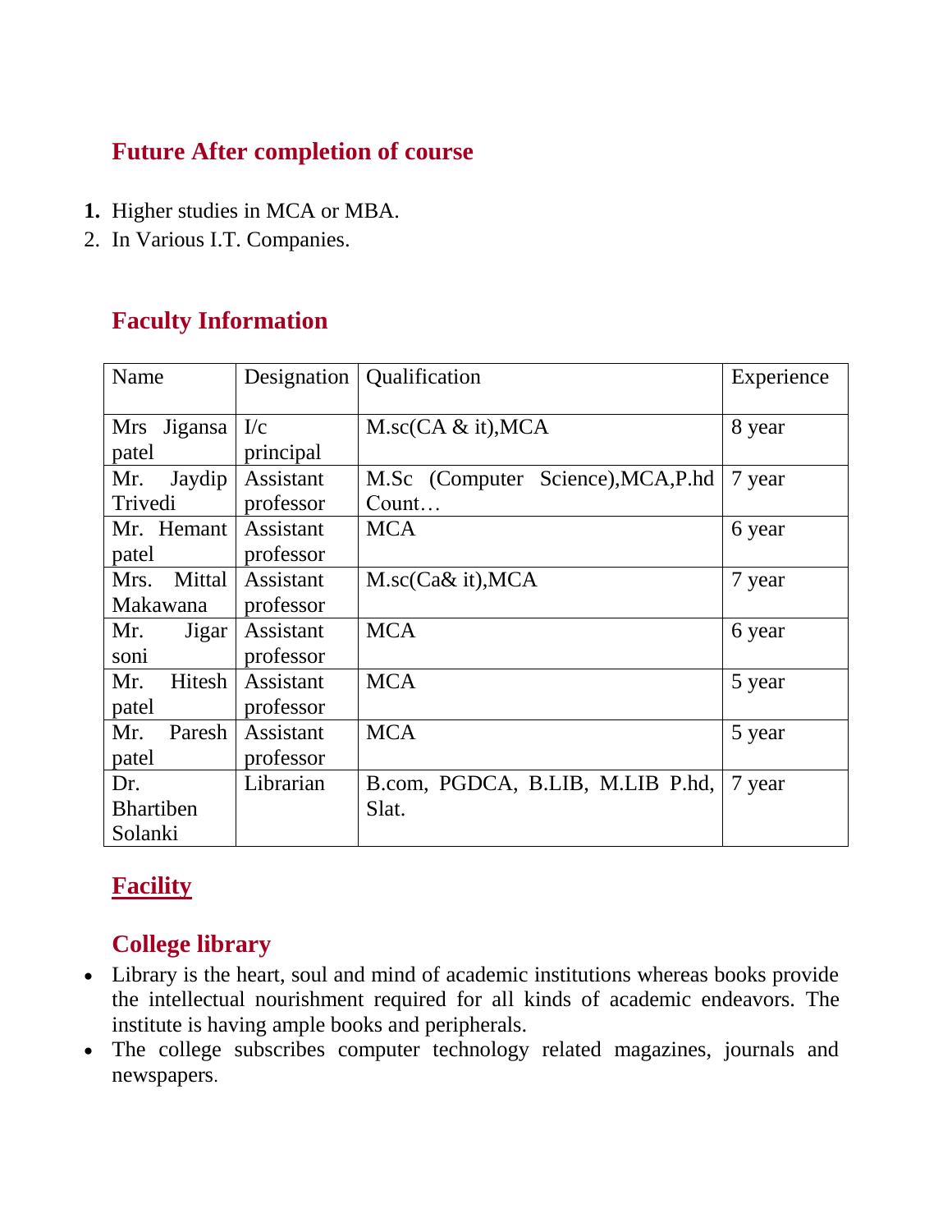## Future After completion of course

1. Higher studies in MCA or MBA.
2. In Various I.T. Companies.

## Faculty Information

| Name | Designation | Qualification | Experience |
|---|---|---|---|
| Mrs Jigansa patel | I/c principal | M.sc(CA & it),MCA | 8 year |
| Mr. Jaydip Trivedi | Assistant professor | M.Sc (Computer Science),MCA,P.hd Count… | 7 year |
| Mr. Hemant patel | Assistant professor | MCA | 6 year |
| Mrs. Mittal Makawana | Assistant professor | M.sc(Ca& it),MCA | 7 year |
| Mr. Jigar soni | Assistant professor | MCA | 6 year |
| Mr. Hitesh patel | Assistant professor | MCA | 5 year |
| Mr. Paresh patel | Assistant professor | MCA | 5 year |
| Dr. Bhartiben Solanki | Librarian | B.com, PGDCA, B.LIB, M.LIB P.hd, Slat. | 7 year |

## Facility

### College library

- Library is the heart, soul and mind of academic institutions whereas books provide the intellectual nourishment required for all kinds of academic endeavors. The institute is having ample books and peripherals.
- The college subscribes computer technology related magazines, journals and newspapers.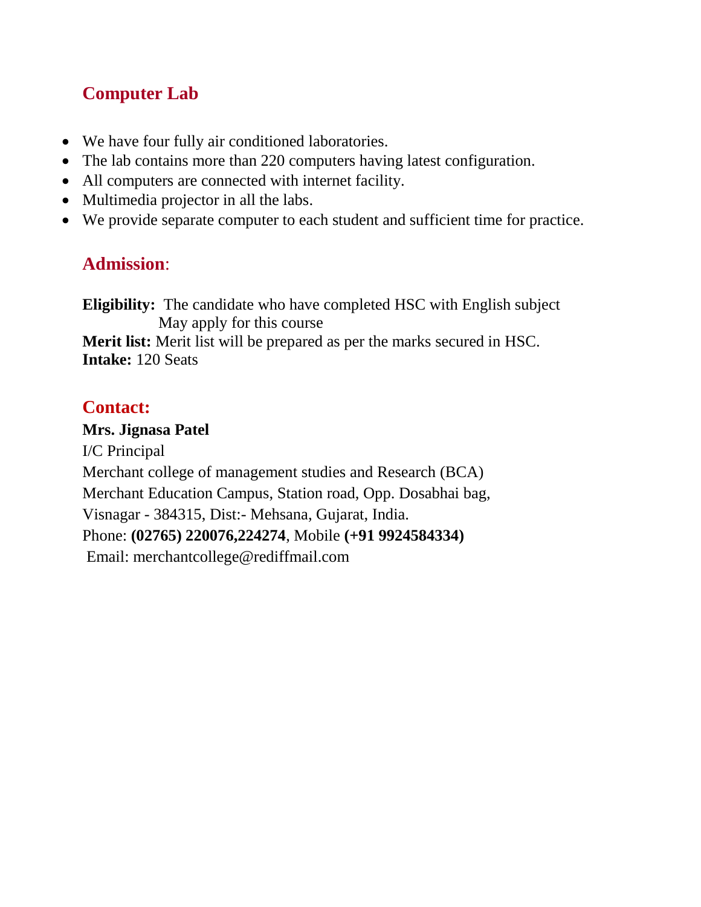## Computer Lab

- We have four fully air conditioned laboratories.
- The lab contains more than 220 computers having latest configuration.
- All computers are connected with internet facility.
- Multimedia projector in all the labs.
- We provide separate computer to each student and sufficient time for practice.

## Admission:

**Eligibility:** The candidate who have completed HSC with English subject May apply for this course
**Merit list:** Merit list will be prepared as per the marks secured in HSC.
**Intake:** 120 Seats

## Contact:

**Mrs. Jignasa Patel**
I/C Principal
Merchant college of management studies and Research (BCA)
Merchant Education Campus, Station road, Opp. Dosabhai bag,
Visnagar - 384315, Dist:- Mehsana, Gujarat, India.
Phone: **(02765) 220076,224274**, Mobile **(+91 9924584334)**
Email: merchantcollege@rediffmail.com